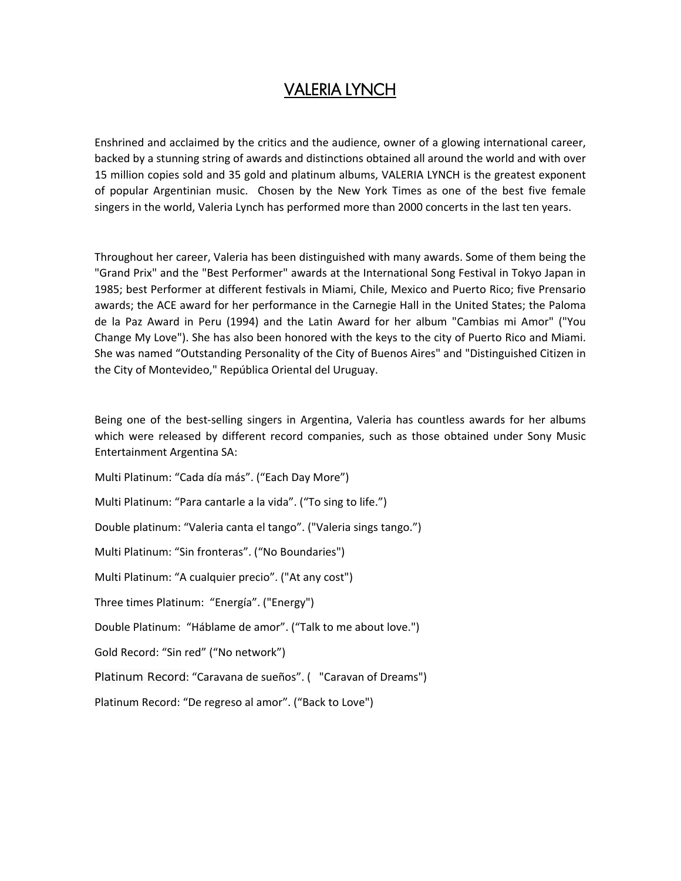# VALERIA LYNCH

Enshrined and acclaimed by the critics and the audience, owner of a glowing international career, backed by a stunning string of awards and distinctions obtained all around the world and with over 15 million copies sold and 35 gold and platinum albums, VALERIA LYNCH is the greatest exponent of popular Argentinian music. Chosen by the New York Times as one of the best five female singers in the world, Valeria Lynch has performed more than 2000 concerts in the last ten years.

Throughout her career, Valeria has been distinguished with many awards. Some of them being the "Grand Prix" and the "Best Performer" awards at the International Song Festival in Tokyo Japan in 1985; best Performer at different festivals in Miami, Chile, Mexico and Puerto Rico; five Prensario awards; the ACE award for her performance in the Carnegie Hall in the United States; the Paloma de la Paz Award in Peru (1994) and the Latin Award for her album "Cambias mi Amor" ("You Change My Love"). She has also been honored with the keys to the city of Puerto Rico and Miami. She was named "Outstanding Personality of the City of Buenos Aires" and "Distinguished Citizen in the City of Montevideo," República Oriental del Uruguay.

Being one of the best-selling singers in Argentina, Valeria has countless awards for her albums which were released by different record companies, such as those obtained under Sony Music Entertainment Argentina SA:

Multi Platinum: "Cada día más". ("Each Day More")

Multi Platinum: "Para cantarle a la vida". ("To sing to life.")

Double platinum: "Valeria canta el tango". ("Valeria sings tango.")

Multi Platinum: "Sin fronteras". ("No Boundaries")

Multi Platinum: "A cualquier precio". ("At any cost")

Three times Platinum: "Energía". ("Energy")

Double Platinum: "Háblame de amor". ("Talk to me about love.")

Gold Record: "Sin red" ("No network")

Platinum Record: "Caravana de sueños". ( "Caravan of Dreams")

Platinum Record: "De regreso al amor". ("Back to Love")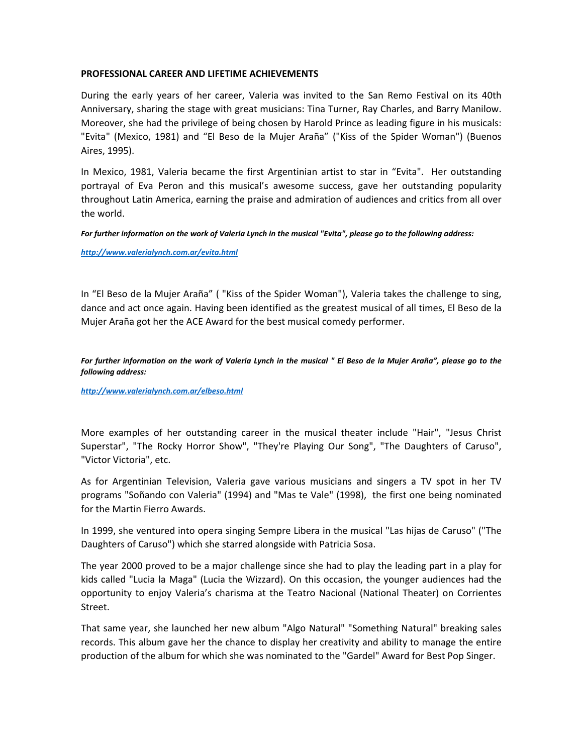**PROFESSIONAL CAREER AND LIFETIME ACHIEVEMENTS**

During the early years of her career, Valeria was invited to the San Remo Festival on its 40th Anniversary, sharing the stage with great musicians: Tina Turner, Ray Charles, and Barry Manilow. Moreover, she had the privilege of being chosen by Harold Prince as leading figure in his musicals: "Evita" (Mexico, 1981) and “El Beso de la Mujer Araña” ("Kiss of the Spider Woman") (Buenos Aires, 1995).

In Mexico, 1981, Valeria became the first Argentinian artist to star in “Evita". Her outstanding portrayal of Eva Peron and this musical’s awesome success, gave her outstanding popularity throughout Latin America, earning the praise and admiration of audiences and critics from all over the world.

***For further information on the work of Valeria Lynch in the musical "Evita", please go to the following address:***

***http://www.valerialynch.com.ar/evita.html***

In “El Beso de la Mujer Araña” ( "Kiss of the Spider Woman"), Valeria takes the challenge to sing, dance and act once again. Having been identified as the greatest musical of all times, El Beso de la Mujer Araña got her the ACE Award for the best musical comedy performer.

***For further information on the work of Valeria Lynch in the musical " El Beso de la Mujer Araña”, please go to the following address:***

***http://www.valerialynch.com.ar/elbeso.html***

More examples of her outstanding career in the musical theater include "Hair", "Jesus Christ Superstar", "The Rocky Horror Show", "They're Playing Our Song", "The Daughters of Caruso", "Victor Victoria", etc.

As for Argentinian Television, Valeria gave various musicians and singers a TV spot in her TV programs "Soñando con Valeria" (1994) and "Mas te Vale" (1998), the first one being nominated for the Martin Fierro Awards.

In 1999, she ventured into opera singing Sempre Libera in the musical "Las hijas de Caruso" ("The Daughters of Caruso") which she starred alongside with Patricia Sosa.

The year 2000 proved to be a major challenge since she had to play the leading part in a play for kids called "Lucia la Maga" (Lucia the Wizzard). On this occasion, the younger audiences had the opportunity to enjoy Valeria’s charisma at the Teatro Nacional (National Theater) on Corrientes Street.

That same year, she launched her new album "Algo Natural" "Something Natural" breaking sales records. This album gave her the chance to display her creativity and ability to manage the entire production of the album for which she was nominated to the "Gardel" Award for Best Pop Singer.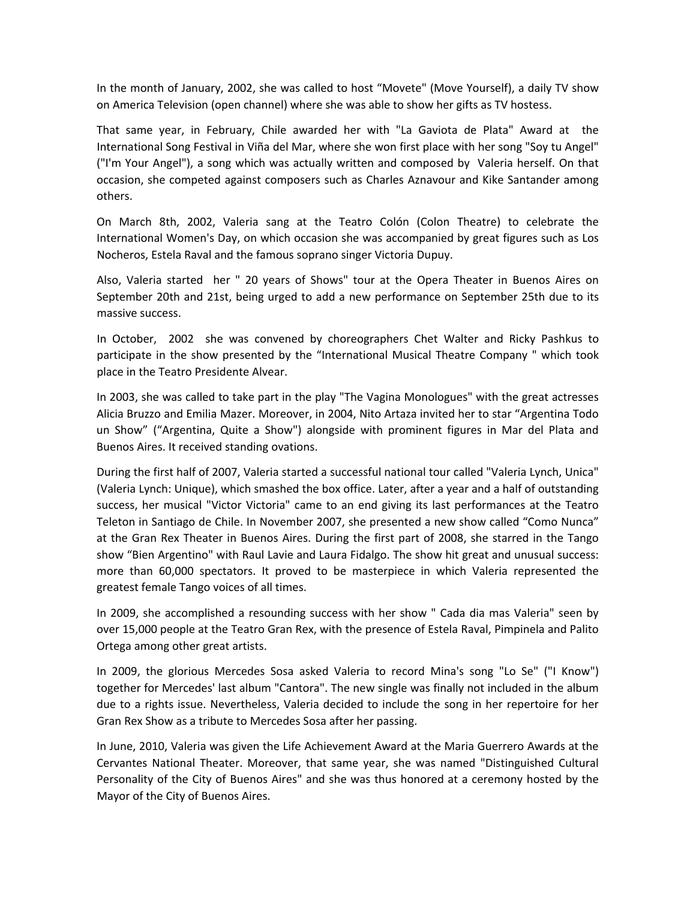In the month of January, 2002, she was called to host “Movete" (Move Yourself), a daily TV show on America Television (open channel) where she was able to show her gifts as TV hostess.

That same year, in February, Chile awarded her with "La Gaviota de Plata" Award at the International Song Festival in Viña del Mar, where she won first place with her song "Soy tu Angel" ("I'm Your Angel"), a song which was actually written and composed by Valeria herself. On that occasion, she competed against composers such as Charles Aznavour and Kike Santander among others.

On March 8th, 2002, Valeria sang at the Teatro Colón (Colon Theatre) to celebrate the International Women's Day, on which occasion she was accompanied by great figures such as Los Nocheros, Estela Raval and the famous soprano singer Victoria Dupuy.

Also, Valeria started her " 20 years of Shows" tour at the Opera Theater in Buenos Aires on September 20th and 21st, being urged to add a new performance on September 25th due to its massive success.

In October, 2002 she was convened by choreographers Chet Walter and Ricky Pashkus to participate in the show presented by the “International Musical Theatre Company " which took place in the Teatro Presidente Alvear.

In 2003, she was called to take part in the play "The Vagina Monologues" with the great actresses Alicia Bruzzo and Emilia Mazer. Moreover, in 2004, Nito Artaza invited her to star “Argentina Todo un Show” (“Argentina, Quite a Show") alongside with prominent figures in Mar del Plata and Buenos Aires. It received standing ovations.

During the first half of 2007, Valeria started a successful national tour called "Valeria Lynch, Unica" (Valeria Lynch: Unique), which smashed the box office. Later, after a year and a half of outstanding success, her musical "Victor Victoria" came to an end giving its last performances at the Teatro Teleton in Santiago de Chile. In November 2007, she presented a new show called “Como Nunca” at the Gran Rex Theater in Buenos Aires. During the first part of 2008, she starred in the Tango show “Bien Argentino" with Raul Lavie and Laura Fidalgo. The show hit great and unusual success: more than 60,000 spectators. It proved to be masterpiece in which Valeria represented the greatest female Tango voices of all times.

In 2009, she accomplished a resounding success with her show " Cada dia mas Valeria" seen by over 15,000 people at the Teatro Gran Rex, with the presence of Estela Raval, Pimpinela and Palito Ortega among other great artists.

In 2009, the glorious Mercedes Sosa asked Valeria to record Mina's song "Lo Se" ("I Know") together for Mercedes' last album "Cantora". The new single was finally not included in the album due to a rights issue. Nevertheless, Valeria decided to include the song in her repertoire for her Gran Rex Show as a tribute to Mercedes Sosa after her passing.

In June, 2010, Valeria was given the Life Achievement Award at the Maria Guerrero Awards at the Cervantes National Theater. Moreover, that same year, she was named "Distinguished Cultural Personality of the City of Buenos Aires" and she was thus honored at a ceremony hosted by the Mayor of the City of Buenos Aires.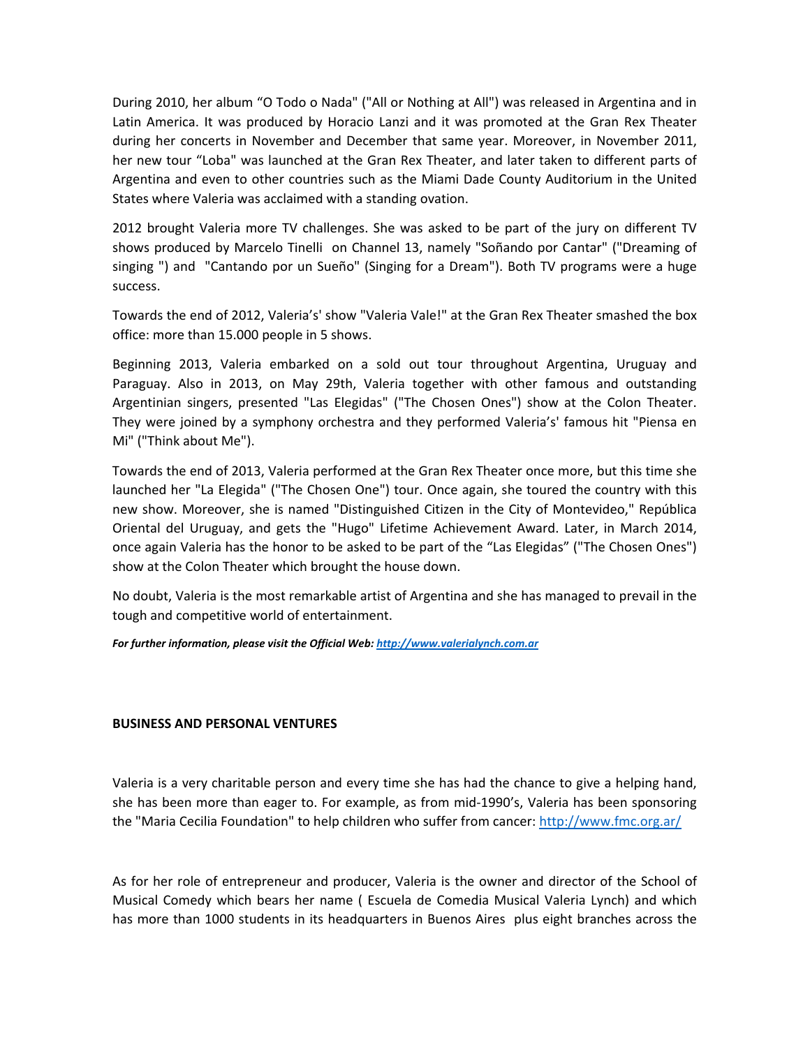During 2010, her album “O Todo o Nada" ("All or Nothing at All") was released in Argentina and in Latin America. It was produced by Horacio Lanzi and it was promoted at the Gran Rex Theater during her concerts in November and December that same year. Moreover, in November 2011, her new tour “Loba" was launched at the Gran Rex Theater, and later taken to different parts of Argentina and even to other countries such as the Miami Dade County Auditorium in the United States where Valeria was acclaimed with a standing ovation.

2012 brought Valeria more TV challenges. She was asked to be part of the jury on different TV shows produced by Marcelo Tinelli on Channel 13, namely "Soñando por Cantar" ("Dreaming of singing ") and "Cantando por un Sueño" (Singing for a Dream"). Both TV programs were a huge success.

Towards the end of 2012, Valeria’s' show "Valeria Vale!" at the Gran Rex Theater smashed the box office: more than 15.000 people in 5 shows.

Beginning 2013, Valeria embarked on a sold out tour throughout Argentina, Uruguay and Paraguay. Also in 2013, on May 29th, Valeria together with other famous and outstanding Argentinian singers, presented "Las Elegidas" ("The Chosen Ones") show at the Colon Theater. They were joined by a symphony orchestra and they performed Valeria’s' famous hit "Piensa en Mi" ("Think about Me").

Towards the end of 2013, Valeria performed at the Gran Rex Theater once more, but this time she launched her "La Elegida" ("The Chosen One") tour. Once again, she toured the country with this new show. Moreover, she is named "Distinguished Citizen in the City of Montevideo," República Oriental del Uruguay, and gets the "Hugo" Lifetime Achievement Award. Later, in March 2014, once again Valeria has the honor to be asked to be part of the “Las Elegidas” ("The Chosen Ones") show at the Colon Theater which brought the house down.

No doubt, Valeria is the most remarkable artist of Argentina and she has managed to prevail in the tough and competitive world of entertainment.

***For further information, please visit the Official Web: http://www.valerialynch.com.ar***

**BUSINESS AND PERSONAL VENTURES**

Valeria is a very charitable person and every time she has had the chance to give a helping hand, she has been more than eager to. For example, as from mid-1990’s, Valeria has been sponsoring the "Maria Cecilia Foundation" to help children who suffer from cancer: http://www.fmc.org.ar/

As for her role of entrepreneur and producer, Valeria is the owner and director of the School of Musical Comedy which bears her name ( Escuela de Comedia Musical Valeria Lynch) and which has more than 1000 students in its headquarters in Buenos Aires plus eight branches across the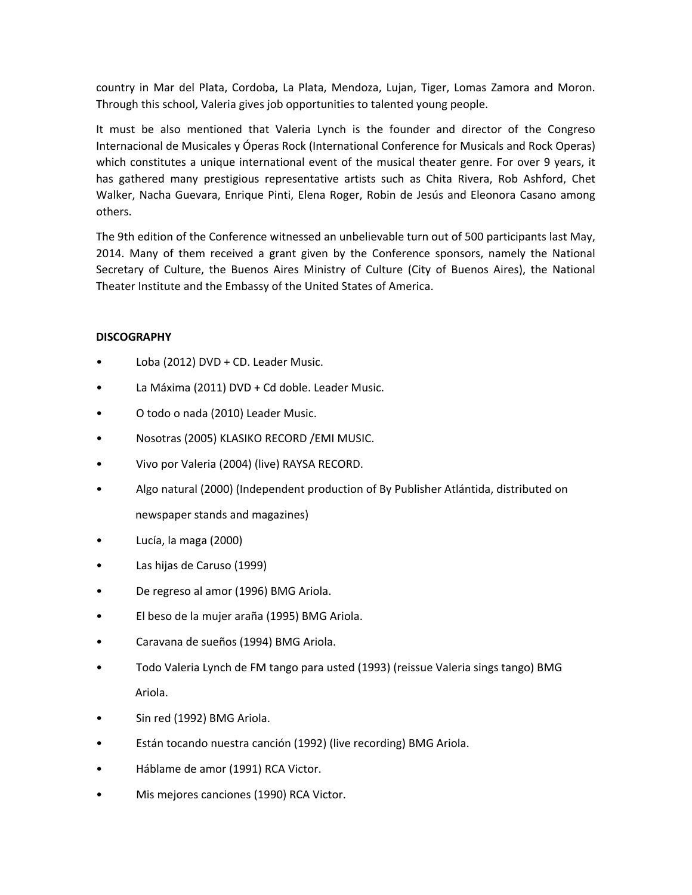country in Mar del Plata, Cordoba, La Plata, Mendoza, Lujan, Tiger, Lomas Zamora and Moron. Through this school, Valeria gives job opportunities to talented young people.

It must be also mentioned that Valeria Lynch is the founder and director of the Congreso Internacional de Musicales y Óperas Rock (International Conference for Musicals and Rock Operas) which constitutes a unique international event of the musical theater genre. For over 9 years, it has gathered many prestigious representative artists such as Chita Rivera, Rob Ashford, Chet Walker, Nacha Guevara, Enrique Pinti, Elena Roger, Robin de Jesús and Eleonora Casano among others.

The 9th edition of the Conference witnessed an unbelievable turn out of 500 participants last May, 2014. Many of them received a grant given by the Conference sponsors, namely the National Secretary of Culture, the Buenos Aires Ministry of Culture (City of Buenos Aires), the National Theater Institute and the Embassy of the United States of America.

**DISCOGRAPHY**

- Loba (2012) DVD + CD. Leader Music.
- La Máxima (2011) DVD + Cd doble. Leader Music.
- O todo o nada (2010) Leader Music.
- Nosotras (2005) KLASIKO RECORD /EMI MUSIC.
- Vivo por Valeria (2004) (live) RAYSA RECORD.
- Algo natural (2000) (Independent production of By Publisher Atlántida, distributed on newspaper stands and magazines)
- Lucía, la maga (2000)
- Las hijas de Caruso (1999)
- De regreso al amor (1996) BMG Ariola.
- El beso de la mujer araña (1995) BMG Ariola.
- Caravana de sueños (1994) BMG Ariola.
- Todo Valeria Lynch de FM tango para usted (1993) (reissue Valeria sings tango) BMG Ariola.
- Sin red (1992) BMG Ariola.
- Están tocando nuestra canción (1992) (live recording) BMG Ariola.
- Háblame de amor (1991) RCA Victor.
- Mis mejores canciones (1990) RCA Victor.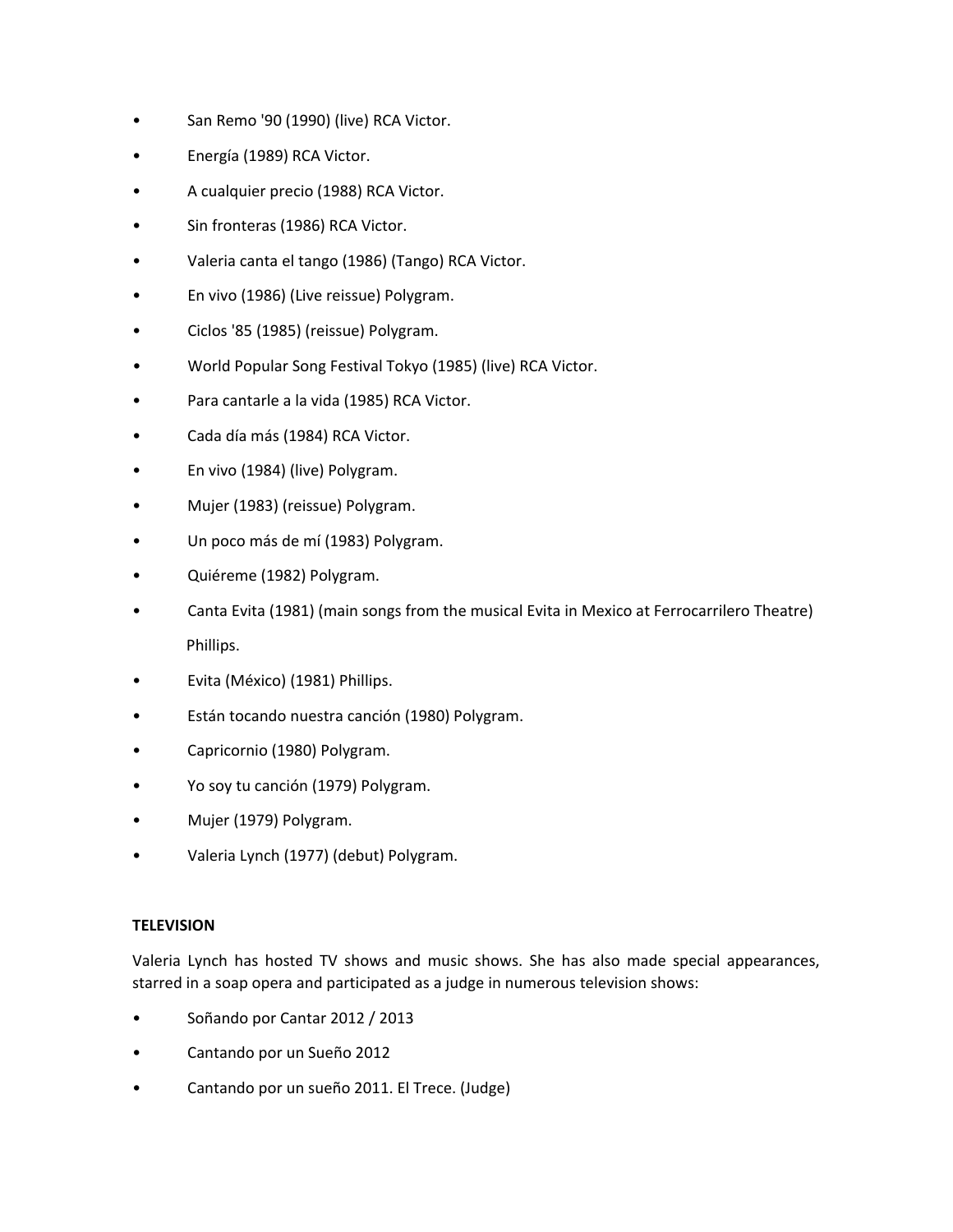- San Remo '90 (1990) (live) RCA Victor.
- Energía (1989) RCA Victor.
- A cualquier precio (1988) RCA Victor.
- Sin fronteras (1986) RCA Victor.
- Valeria canta el tango (1986) (Tango) RCA Victor.
- En vivo (1986) (Live reissue) Polygram.
- Ciclos '85 (1985) (reissue) Polygram.
- World Popular Song Festival Tokyo (1985) (live) RCA Victor.
- Para cantarle a la vida (1985) RCA Victor.
- Cada día más (1984) RCA Victor.
- En vivo (1984) (live) Polygram.
- Mujer (1983) (reissue) Polygram.
- Un poco más de mí (1983) Polygram.
- Quiéreme (1982) Polygram.
- Canta Evita (1981) (main songs from the musical Evita in Mexico at Ferrocarrilero Theatre) Phillips.
- Evita (México) (1981) Phillips.
- Están tocando nuestra canción (1980) Polygram.
- Capricornio (1980) Polygram.
- Yo soy tu canción (1979) Polygram.
- Mujer (1979) Polygram.
- Valeria Lynch (1977) (debut) Polygram.

**TELEVISION**

Valeria Lynch has hosted TV shows and music shows. She has also made special appearances, starred in a soap opera and participated as a judge in numerous television shows:

- Soñando por Cantar 2012 / 2013
- Cantando por un Sueño 2012
- Cantando por un sueño 2011. El Trece. (Judge)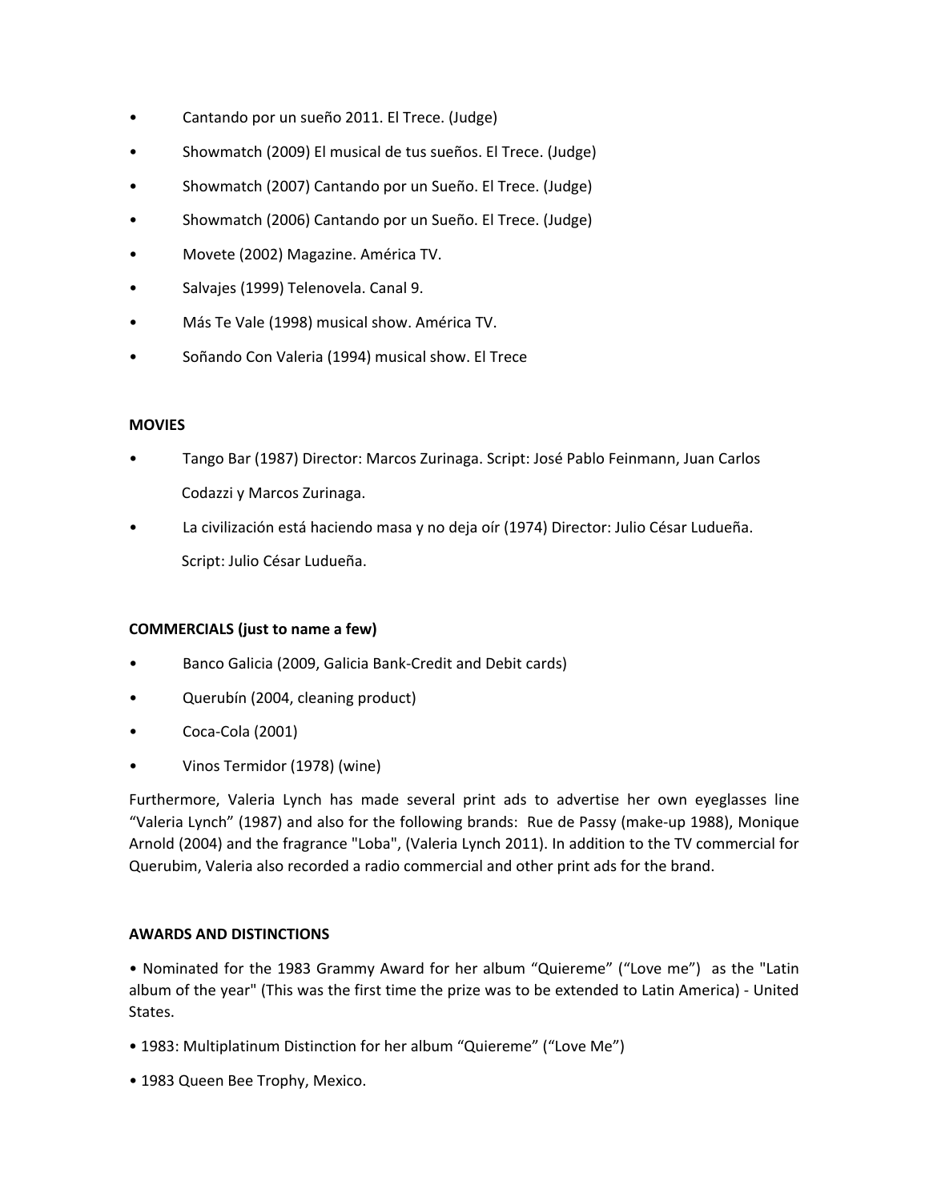- Cantando por un sueño 2011. El Trece. (Judge)
- Showmatch (2009) El musical de tus sueños. El Trece. (Judge)
- Showmatch (2007) Cantando por un Sueño. El Trece. (Judge)
- Showmatch (2006) Cantando por un Sueño. El Trece. (Judge)
- Movete (2002) Magazine. América TV.
- Salvajes (1999) Telenovela. Canal 9.
- Más Te Vale (1998) musical show. América TV.
- Soñando Con Valeria (1994) musical show. El Trece

**MOVIES**

- Tango Bar (1987) Director: Marcos Zurinaga. Script: José Pablo Feinmann, Juan Carlos Codazzi y Marcos Zurinaga.
- La civilización está haciendo masa y no deja oír (1974) Director: Julio César Ludueña. Script: Julio César Ludueña.

**COMMERCIALS (just to name a few)**

- Banco Galicia (2009, Galicia Bank-Credit and Debit cards)
- Querubín (2004, cleaning product)
- Coca-Cola (2001)
- Vinos Termidor (1978) (wine)

Furthermore, Valeria Lynch has made several print ads to advertise her own eyeglasses line "Valeria Lynch" (1987) and also for the following brands: Rue de Passy (make-up 1988), Monique Arnold (2004) and the fragrance "Loba", (Valeria Lynch 2011). In addition to the TV commercial for Querubim, Valeria also recorded a radio commercial and other print ads for the brand.

**AWARDS AND DISTINCTIONS**

- Nominated for the 1983 Grammy Award for her album "Quiereme" ("Love me") as the "Latin album of the year" (This was the first time the prize was to be extended to Latin America) - United States.
- 1983: Multiplatinum Distinction for her album "Quiereme" ("Love Me")
- 1983 Queen Bee Trophy, Mexico.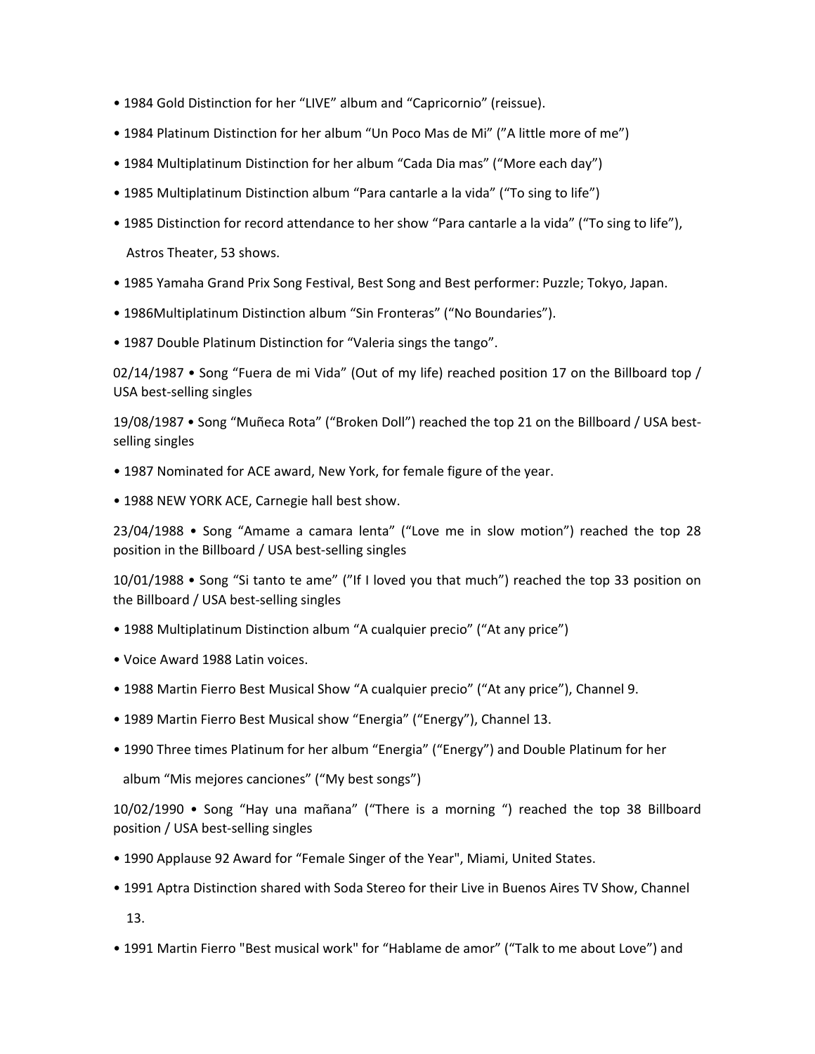• 1984 Gold Distinction for her “LIVE” album and “Capricornio” (reissue).

• 1984 Platinum Distinction for her album “Un Poco Mas de Mi” (”A little more of me”)

• 1984 Multiplatinum Distinction for her album “Cada Dia mas” (“More each day”)

• 1985 Multiplatinum Distinction album “Para cantarle a la vida” (“To sing to life”)

• 1985 Distinction for record attendance to her show “Para cantarle a la vida” (“To sing to life”), Astros Theater, 53 shows.

• 1985 Yamaha Grand Prix Song Festival, Best Song and Best performer: Puzzle; Tokyo, Japan.

• 1986Multiplatinum Distinction album “Sin Fronteras” (“No Boundaries”).

• 1987 Double Platinum Distinction for “Valeria sings the tango”.

02/14/1987 • Song “Fuera de mi Vida” (Out of my life) reached position 17 on the Billboard top / USA best-selling singles

19/08/1987 • Song “Muñeca Rota” (“Broken Doll”) reached the top 21 on the Billboard / USA best-selling singles

• 1987 Nominated for ACE award, New York, for female figure of the year.

• 1988 NEW YORK ACE, Carnegie hall best show.

23/04/1988 • Song “Amame a camara lenta” (“Love me in slow motion”) reached the top 28 position in the Billboard / USA best-selling singles

10/01/1988 • Song “Si tanto te ame” (”If I loved you that much”) reached the top 33 position on the Billboard / USA best-selling singles

• 1988 Multiplatinum Distinction album “A cualquier precio” (“At any price”)

• Voice Award 1988 Latin voices.

• 1988 Martin Fierro Best Musical Show “A cualquier precio” (“At any price”), Channel 9.

• 1989 Martin Fierro Best Musical show “Energia” (“Energy”), Channel 13.

• 1990 Three times Platinum for her album “Energia” (“Energy”) and Double Platinum for her album “Mis mejores canciones” (“My best songs”)

10/02/1990 • Song “Hay una mañana” (“There is a morning “) reached the top 38 Billboard position / USA best-selling singles

• 1990 Applause 92 Award for “Female Singer of the Year", Miami, United States.

• 1991 Aptra Distinction shared with Soda Stereo for their Live in Buenos Aires TV Show, Channel 13.

• 1991 Martin Fierro "Best musical work" for “Hablame de amor” (“Talk to me about Love”) and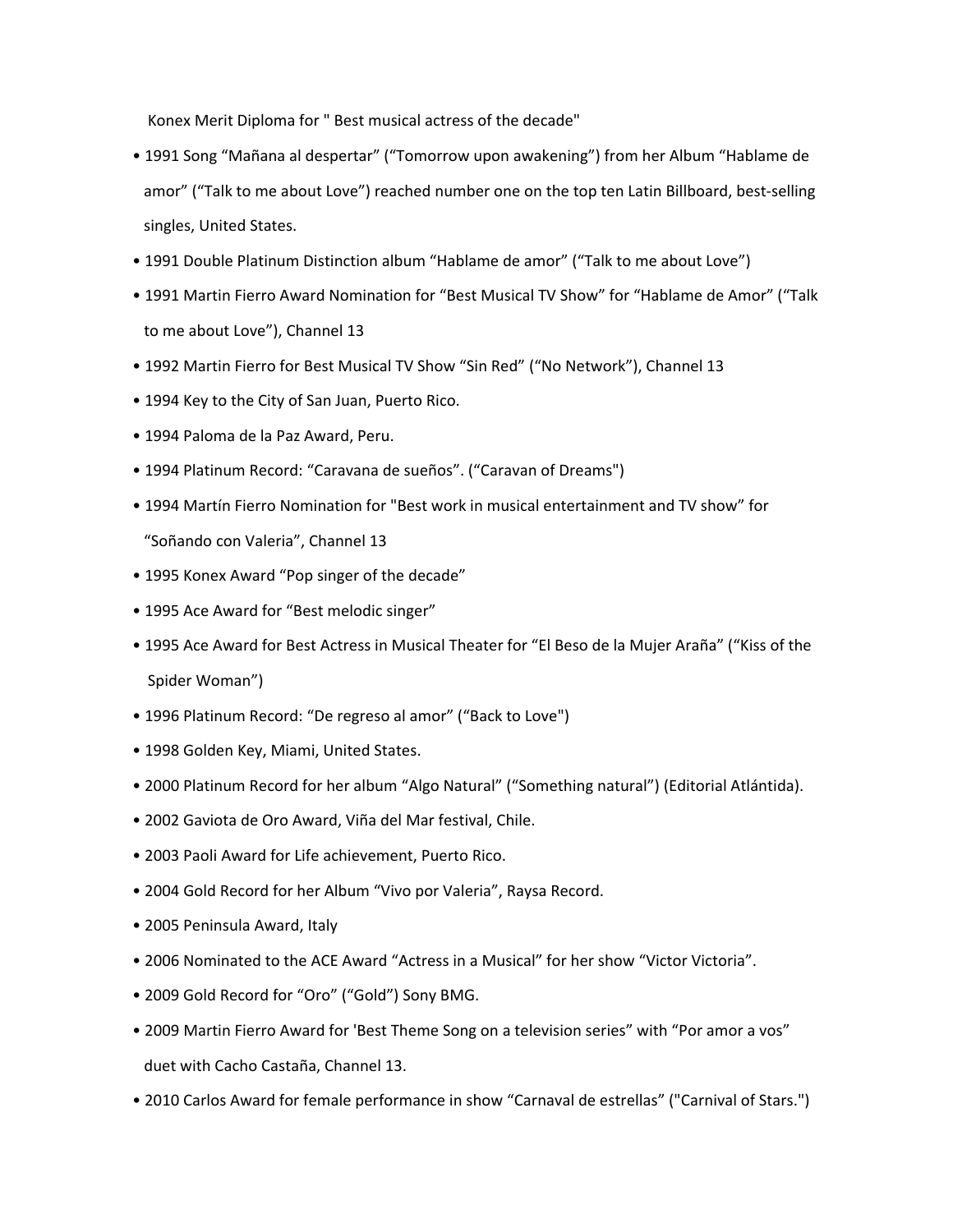Konex Merit Diploma for " Best musical actress of the decade"

- 1991 Song “Mañana al despertar” (“Tomorrow upon awakening”) from her Album “Hablame de amor” (“Talk to me about Love”) reached number one on the top ten Latin Billboard, best-selling singles, United States.
- 1991 Double Platinum Distinction album “Hablame de amor” (“Talk to me about Love”)
- 1991 Martin Fierro Award Nomination for “Best Musical TV Show” for “Hablame de Amor” (“Talk to me about Love”), Channel 13
- 1992 Martin Fierro for Best Musical TV Show “Sin Red” (“No Network”), Channel 13
- 1994 Key to the City of San Juan, Puerto Rico.
- 1994 Paloma de la Paz Award, Peru.
- 1994 Platinum Record: “Caravana de sueños”. (“Caravan of Dreams")
- 1994 Martín Fierro Nomination for "Best work in musical entertainment and TV show” for “Soñando con Valeria”, Channel 13
- 1995 Konex Award “Pop singer of the decade”
- 1995 Ace Award for “Best melodic singer”
- 1995 Ace Award for Best Actress in Musical Theater for “El Beso de la Mujer Araña” (“Kiss of the Spider Woman”)
- 1996 Platinum Record: “De regreso al amor” (“Back to Love")
- 1998 Golden Key, Miami, United States.
- 2000 Platinum Record for her album “Algo Natural” (“Something natural”) (Editorial Atlántida).
- 2002 Gaviota de Oro Award, Viña del Mar festival, Chile.
- 2003 Paoli Award for Life achievement, Puerto Rico.
- 2004 Gold Record for her Album “Vivo por Valeria”, Raysa Record.
- 2005 Peninsula Award, Italy
- 2006 Nominated to the ACE Award “Actress in a Musical” for her show “Victor Victoria”.
- 2009 Gold Record for “Oro” (“Gold”) Sony BMG.
- 2009 Martin Fierro Award for 'Best Theme Song on a television series” with “Por amor a vos” duet with Cacho Castaña, Channel 13.
- 2010 Carlos Award for female performance in show “Carnaval de estrellas” ("Carnival of Stars.")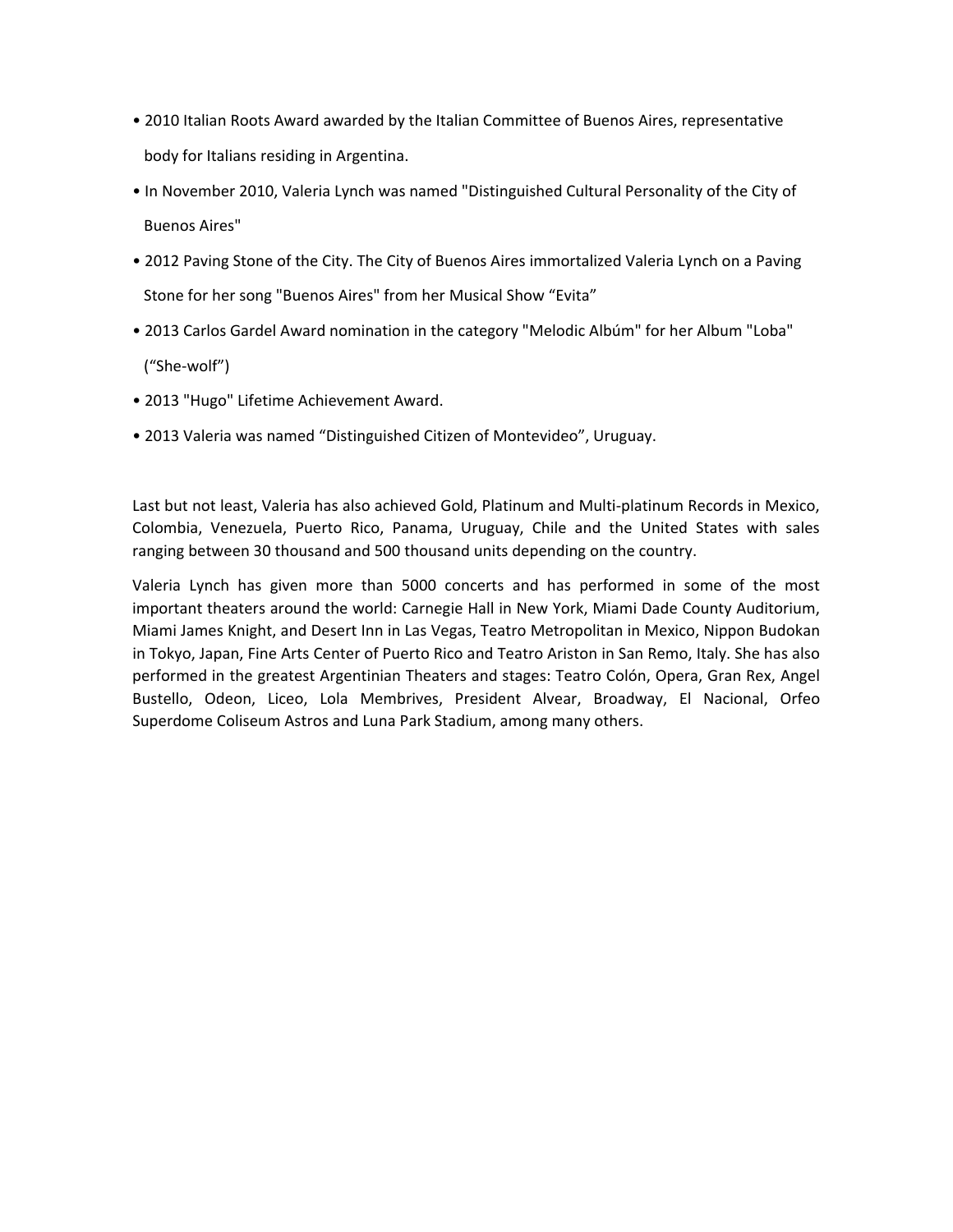- 2010 Italian Roots Award awarded by the Italian Committee of Buenos Aires, representative body for Italians residing in Argentina.
- In November 2010, Valeria Lynch was named "Distinguished Cultural Personality of the City of Buenos Aires"
- 2012 Paving Stone of the City. The City of Buenos Aires immortalized Valeria Lynch on a Paving Stone for her song "Buenos Aires" from her Musical Show “Evita”
- 2013 Carlos Gardel Award nomination in the category "Melodic Albúm" for her Album "Loba" (“She-wolf”)
- 2013 "Hugo" Lifetime Achievement Award.
- 2013 Valeria was named “Distinguished Citizen of Montevideo”, Uruguay.

Last but not least, Valeria has also achieved Gold, Platinum and Multi-platinum Records in Mexico, Colombia, Venezuela, Puerto Rico, Panama, Uruguay, Chile and the United States with sales ranging between 30 thousand and 500 thousand units depending on the country.

Valeria Lynch has given more than 5000 concerts and has performed in some of the most important theaters around the world: Carnegie Hall in New York, Miami Dade County Auditorium, Miami James Knight, and Desert Inn in Las Vegas, Teatro Metropolitan in Mexico, Nippon Budokan in Tokyo, Japan, Fine Arts Center of Puerto Rico and Teatro Ariston in San Remo, Italy. She has also performed in the greatest Argentinian Theaters and stages: Teatro Colón, Opera, Gran Rex, Angel Bustello, Odeon, Liceo, Lola Membrives, President Alvear, Broadway, El Nacional, Orfeo Superdome Coliseum Astros and Luna Park Stadium, among many others.